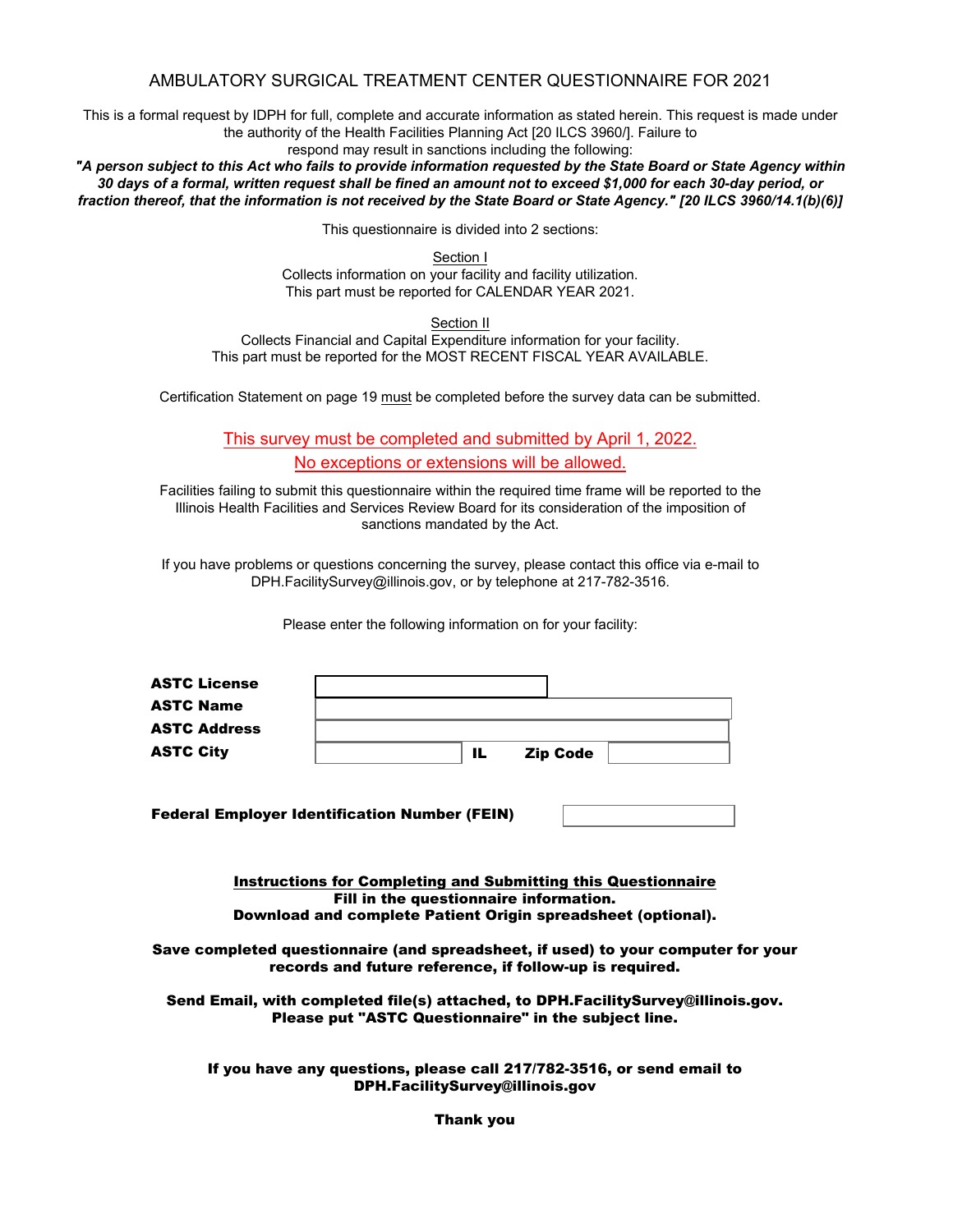# AMBULATORY SURGICAL TREATMENT CENTER QUESTIONNAIRE FOR 2021

This is a formal request by IDPH for full, complete and accurate information as stated herein. This request is made under the authority of the Health Facilities Planning Act [20 ILCS 3960/]. Failure to respond may result in sanctions including the following:

***"A person subject to this Act who fails to provide information requested by the State Board or State Agency within 30 days of a formal, written request shall be fined an amount not to exceed $1,000 for each 30-day period, or fraction thereof, that the information is not received by the State Board or State Agency." [20 ILCS 3960/14.1(b)(6)]***

This questionnaire is divided into 2 sections:

Section I
Collects information on your facility and facility utilization.
This part must be reported for CALENDAR YEAR 2021.

Section II
Collects Financial and Capital Expenditure information for your facility.
This part must be reported for the MOST RECENT FISCAL YEAR AVAILABLE.

Certification Statement on page 19 must be completed before the survey data can be submitted.

This survey must be completed and submitted by April 1, 2022.
No exceptions or extensions will be allowed.

Facilities failing to submit this questionnaire within the required time frame will be reported to the Illinois Health Facilities and Services Review Board for its consideration of the imposition of sanctions mandated by the Act.

If you have problems or questions concerning the survey, please contact this office via e-mail to DPH.FacilitySurvey@illinois.gov, or by telephone at 217-782-3516.

Please enter the following information on for your facility:

| | | | | |
|---|---|---|---|---|
| **ASTC License** | | | | |
| **ASTC Name** | | | | |
| **ASTC Address** | | | | |
| **ASTC City** | | **IL** | **Zip Code** | |

**Federal Employer Identification Number (FEIN)**

**Instructions for Completing and Submitting this Questionnaire**
**Fill in the questionnaire information.**
**Download and complete Patient Origin spreadsheet (optional).**

**Save completed questionnaire (and spreadsheet, if used) to your computer for your records and future reference, if follow-up is required.**

**Send Email, with completed file(s) attached, to DPH.FacilitySurvey@illinois.gov. Please put "ASTC Questionnaire" in the subject line.**

**If you have any questions, please call 217/782-3516, or send email to DPH.FacilitySurvey@illinois.gov**

**Thank you**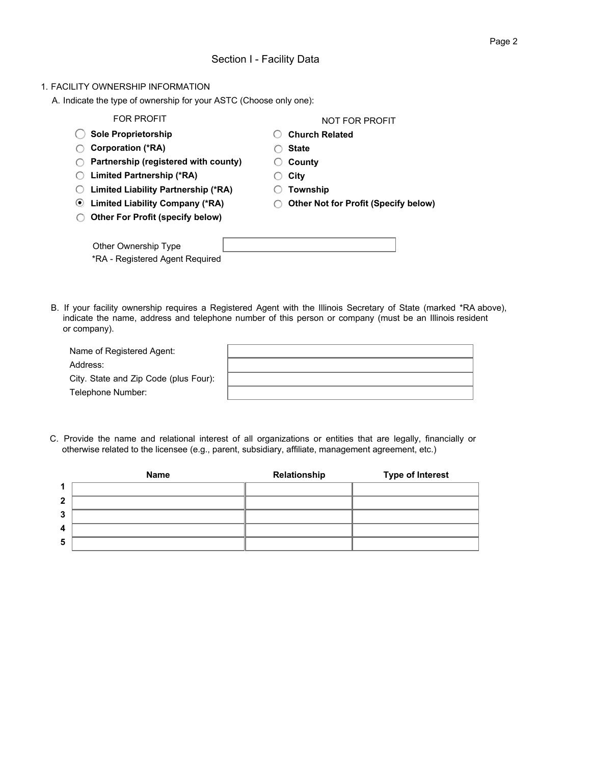## Section I - Facility Data

1. FACILITY OWNERSHIP INFORMATION

A. Indicate the type of ownership for your ASTC (Choose only one):

| FOR PROFIT | NOT FOR PROFIT |
|---|---|
| ○ **Sole Proprietorship** | ○ **Church Related** |
| ○ **Corporation (*RA)** | ○ **State** |
| ○ **Partnership (registered with county)** | ○ **County** |
| ○ **Limited Partnership (*RA)** | ○ **City** |
| ○ **Limited Liability Partnership (*RA)** | ○ **Township** |
| ◉ **Limited Liability Company (*RA)** | ○ **Other Not for Profit (Specify below)** |
| ○ **Other For Profit (specify below)** | |

Other Ownership Type: ____________________

*RA - Registered Agent Required

B. If your facility ownership requires a Registered Agent with the Illinois Secretary of State (marked *RA above), indicate the name, address and telephone number of this person or company (must be an Illinois resident or company).

Name of Registered Agent: ____________________

Address: ____________________

City. State and Zip Code (plus Four): ____________________

Telephone Number: ____________________

C. Provide the name and relational interest of all organizations or entities that are legally, financially or otherwise related to the licensee (e.g., parent, subsidiary, affiliate, management agreement, etc.)

| | Name | Relationship | Type of Interest |
|---|---|---|---|
| 1 | | | |
| 2 | | | |
| 3 | | | |
| 4 | | | |
| 5 | | | |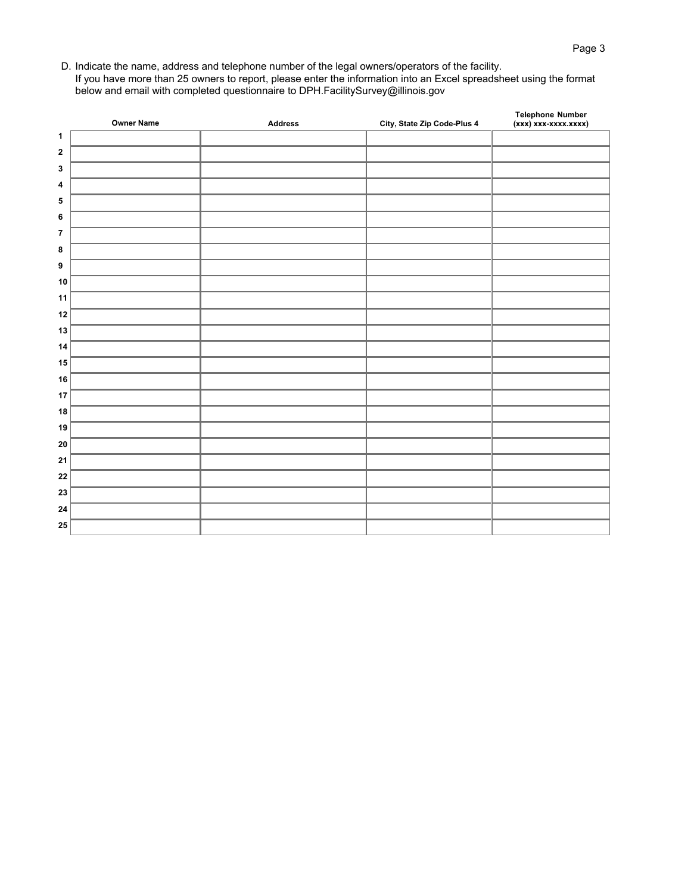D. Indicate the name, address and telephone number of the legal owners/operators of the facility.
If you have more than 25 owners to report, please enter the information into an Excel spreadsheet using the format below and email with completed questionnaire to DPH.FacilitySurvey@illinois.gov

| | Owner Name | Address | City, State Zip Code-Plus 4 | Telephone Number (xxx) xxx-xxxx.xxxx) |
|---|---|---|---|---|
| 1 | | | | |
| 2 | | | | |
| 3 | | | | |
| 4 | | | | |
| 5 | | | | |
| 6 | | | | |
| 7 | | | | |
| 8 | | | | |
| 9 | | | | |
| 10 | | | | |
| 11 | | | | |
| 12 | | | | |
| 13 | | | | |
| 14 | | | | |
| 15 | | | | |
| 16 | | | | |
| 17 | | | | |
| 18 | | | | |
| 19 | | | | |
| 20 | | | | |
| 21 | | | | |
| 22 | | | | |
| 23 | | | | |
| 24 | | | | |
| 25 | | | | |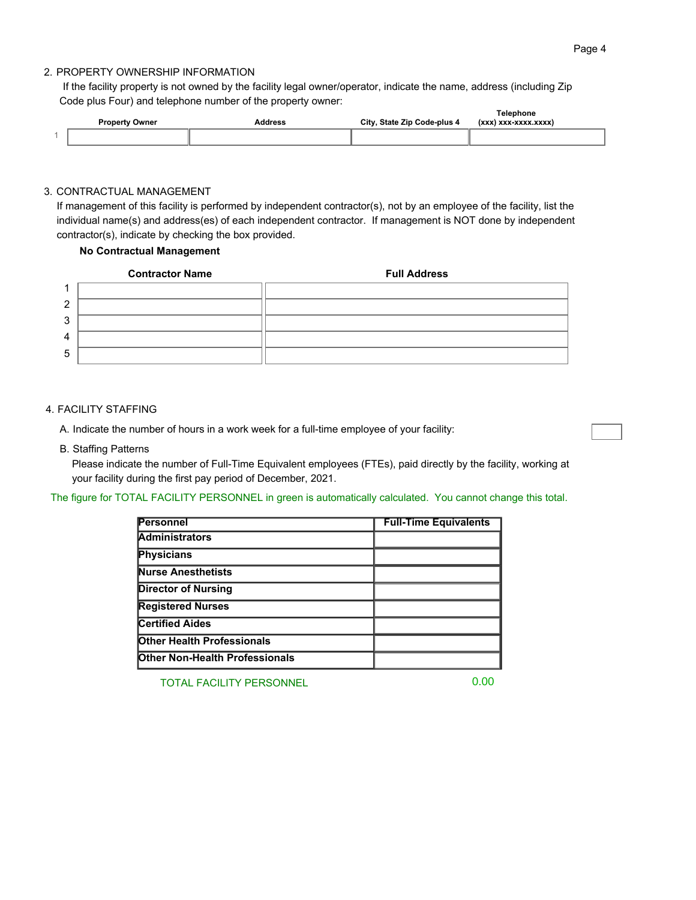2. PROPERTY OWNERSHIP INFORMATION

If the facility property is not owned by the facility legal owner/operator, indicate the name, address (including Zip Code plus Four) and telephone number of the property owner:

| | Property Owner | Address | City, State Zip Code-plus 4 | Telephone (xxx) xxx-xxxx.xxxx) |
|---|---|---|---|---|
| 1 | | | | |

3. CONTRACTUAL MANAGEMENT

If management of this facility is performed by independent contractor(s), not by an employee of the facility, list the individual name(s) and address(es) of each independent contractor. If management is NOT done by independent contractor(s), indicate by checking the box provided.

**No Contractual Management**

| | Contractor Name | Full Address |
|---|---|---|
| 1 | | |
| 2 | | |
| 3 | | |
| 4 | | |
| 5 | | |

4. FACILITY STAFFING

A. Indicate the number of hours in a work week for a full-time employee of your facility:

B. Staffing Patterns

Please indicate the number of Full-Time Equivalent employees (FTEs), paid directly by the facility, working at your facility during the first pay period of December, 2021.

The figure for TOTAL FACILITY PERSONNEL in green is automatically calculated. You cannot change this total.

| Personnel | Full-Time Equivalents |
|---|---|
| Administrators | |
| Physicians | |
| Nurse Anesthetists | |
| Director of Nursing | |
| Registered Nurses | |
| Certified Aides | |
| Other Health Professionals | |
| Other Non-Health Professionals | |
| TOTAL FACILITY PERSONNEL | 0.00 |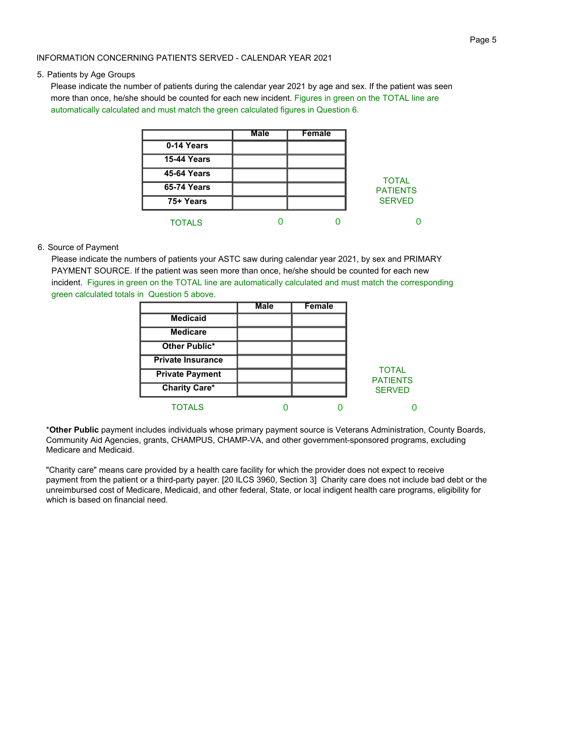INFORMATION CONCERNING PATIENTS SERVED - CALENDAR YEAR 2021

5. Patients by Age Groups

   Please indicate the number of patients during the calendar year 2021 by age and sex. If the patient was seen more than once, he/she should be counted for each new incident. Figures in green on the TOTAL line are automatically calculated and must match the green calculated figures in Question 6.

| | Male | Female | TOTAL PATIENTS SERVED |
|---|---|---|---|
| **0-14 Years** | | | |
| **15-44 Years** | | | |
| **45-64 Years** | | | |
| **65-74 Years** | | | |
| **75+ Years** | | | |
| TOTALS | 0 | 0 | 0 |

6. Source of Payment

   Please indicate the numbers of patients your ASTC saw during calendar year 2021, by sex and PRIMARY PAYMENT SOURCE. If the patient was seen more than once, he/she should be counted for each new incident. Figures in green on the TOTAL line are automatically calculated and must match the corresponding green calculated totals in Question 5 above.

| | Male | Female | TOTAL PATIENTS SERVED |
|---|---|---|---|
| **Medicaid** | | | |
| **Medicare** | | | |
| **Other Public*** | | | |
| **Private Insurance** | | | |
| **Private Payment** | | | |
| **Charity Care*** | | | |
| TOTALS | 0 | 0 | 0 |

***Other Public** payment includes individuals whose primary payment source is Veterans Administration, County Boards, Community Aid Agencies, grants, CHAMPUS, CHAMP-VA, and other government-sponsored programs, excluding Medicare and Medicaid.

"Charity care" means care provided by a health care facility for which the provider does not expect to receive payment from the patient or a third-party payer. [20 ILCS 3960, Section 3] Charity care does not include bad debt or the unreimbursed cost of Medicare, Medicaid, and other federal, State, or local indigent health care programs, eligibility for which is based on financial need.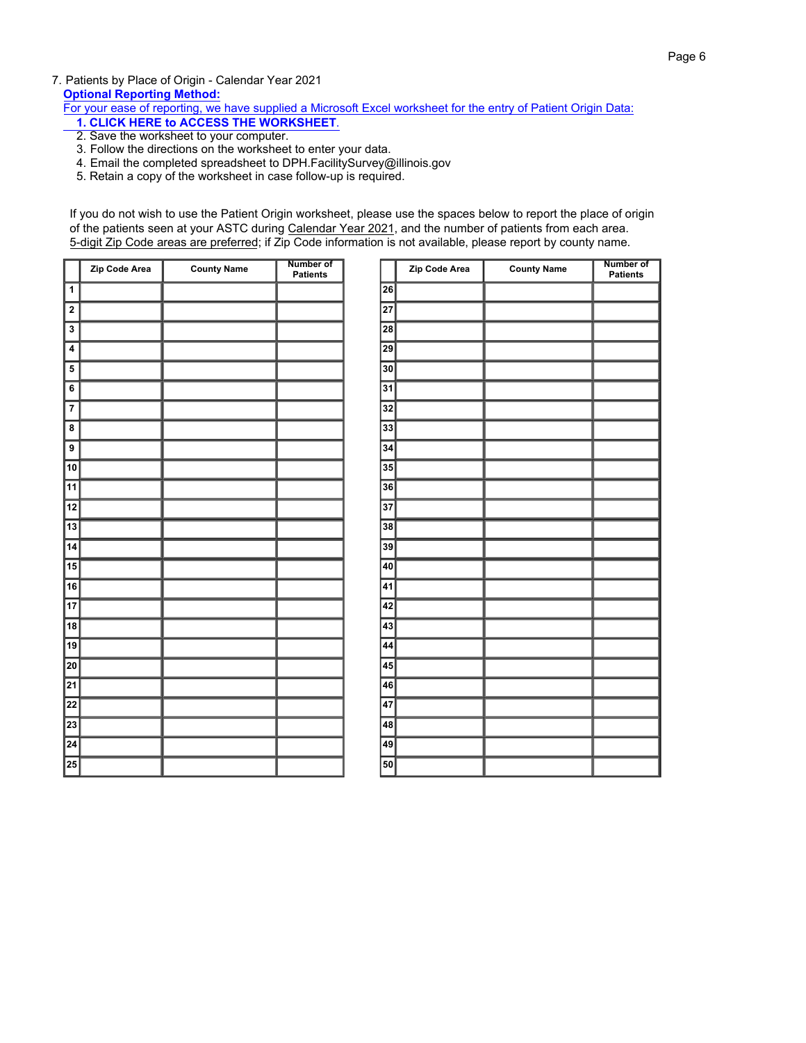7. Patients by Place of Origin - Calendar Year 2021

**Optional Reporting Method:**

For your ease of reporting, we have supplied a Microsoft Excel worksheet for the entry of Patient Origin Data:

1. **CLICK HERE to ACCESS THE WORKSHEET**.
2. Save the worksheet to your computer.
3. Follow the directions on the worksheet to enter your data.
4. Email the completed spreadsheet to DPH.FacilitySurvey@illinois.gov
5. Retain a copy of the worksheet in case follow-up is required.

If you do not wish to use the Patient Origin worksheet, please use the spaces below to report the place of origin of the patients seen at your ASTC during Calendar Year 2021, and the number of patients from each area. 5-digit Zip Code areas are preferred; if Zip Code information is not available, please report by county name.

| | Zip Code Area | County Name | Number of Patients |
|---|---|---|---|
| 1 | | | |
| 2 | | | |
| 3 | | | |
| 4 | | | |
| 5 | | | |
| 6 | | | |
| 7 | | | |
| 8 | | | |
| 9 | | | |
| 10 | | | |
| 11 | | | |
| 12 | | | |
| 13 | | | |
| 14 | | | |
| 15 | | | |
| 16 | | | |
| 17 | | | |
| 18 | | | |
| 19 | | | |
| 20 | | | |
| 21 | | | |
| 22 | | | |
| 23 | | | |
| 24 | | | |
| 25 | | | |
| 26 | | | |
| 27 | | | |
| 28 | | | |
| 29 | | | |
| 30 | | | |
| 31 | | | |
| 32 | | | |
| 33 | | | |
| 34 | | | |
| 35 | | | |
| 36 | | | |
| 37 | | | |
| 38 | | | |
| 39 | | | |
| 40 | | | |
| 41 | | | |
| 42 | | | |
| 43 | | | |
| 44 | | | |
| 45 | | | |
| 46 | | | |
| 47 | | | |
| 48 | | | |
| 49 | | | |
| 50 | | | |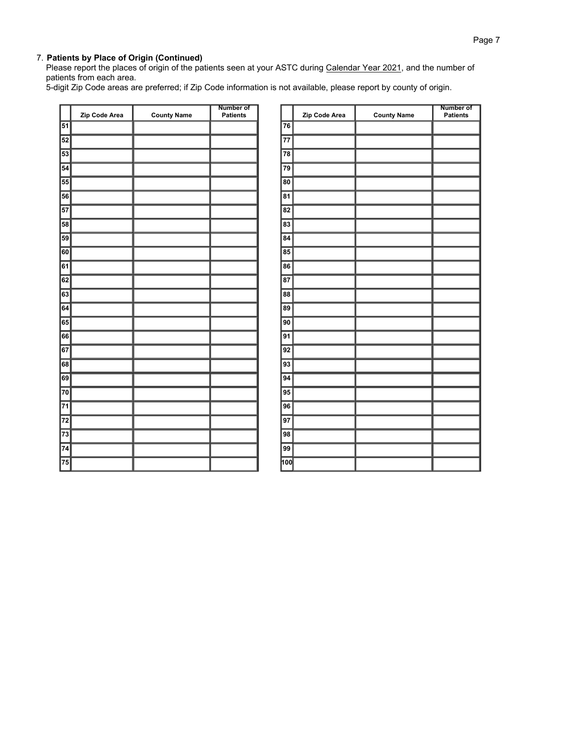7. **Patients by Place of Origin (Continued)**

Please report the places of origin of the patients seen at your ASTC during Calendar Year 2021, and the number of patients from each area.
5-digit Zip Code areas are preferred; if Zip Code information is not available, please report by county of origin.

| | Zip Code Area | County Name | Number of Patients |
|---|---|---|---|
| 51 | | | |
| 52 | | | |
| 53 | | | |
| 54 | | | |
| 55 | | | |
| 56 | | | |
| 57 | | | |
| 58 | | | |
| 59 | | | |
| 60 | | | |
| 61 | | | |
| 62 | | | |
| 63 | | | |
| 64 | | | |
| 65 | | | |
| 66 | | | |
| 67 | | | |
| 68 | | | |
| 69 | | | |
| 70 | | | |
| 71 | | | |
| 72 | | | |
| 73 | | | |
| 74 | | | |
| 75 | | | |

| | Zip Code Area | County Name | Number of Patients |
|---|---|---|---|
| 76 | | | |
| 77 | | | |
| 78 | | | |
| 79 | | | |
| 80 | | | |
| 81 | | | |
| 82 | | | |
| 83 | | | |
| 84 | | | |
| 85 | | | |
| 86 | | | |
| 87 | | | |
| 88 | | | |
| 89 | | | |
| 90 | | | |
| 91 | | | |
| 92 | | | |
| 93 | | | |
| 94 | | | |
| 95 | | | |
| 96 | | | |
| 97 | | | |
| 98 | | | |
| 99 | | | |
| 100 | | | |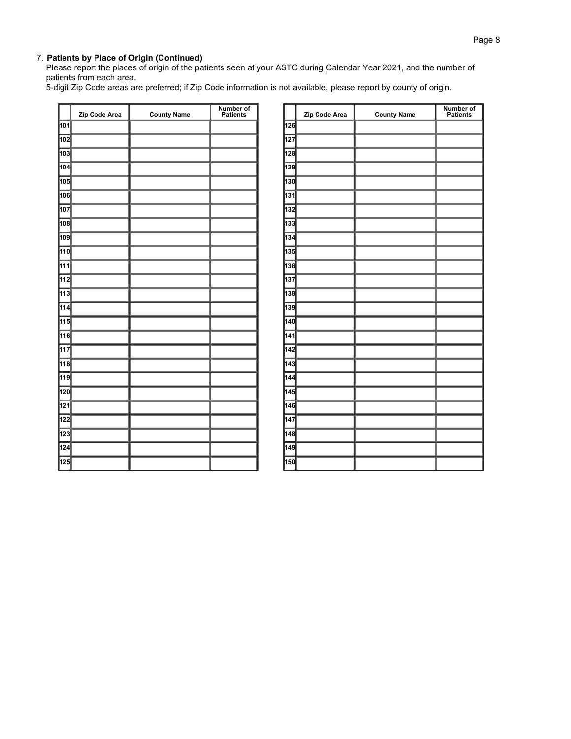7. **Patients by Place of Origin (Continued)**
Please report the places of origin of the patients seen at your ASTC during Calendar Year 2021, and the number of patients from each area.
5-digit Zip Code areas are preferred; if Zip Code information is not available, please report by county of origin.

| | Zip Code Area | County Name | Number of Patients |
|---|---|---|---|
| 101 | | | |
| 102 | | | |
| 103 | | | |
| 104 | | | |
| 105 | | | |
| 106 | | | |
| 107 | | | |
| 108 | | | |
| 109 | | | |
| 110 | | | |
| 111 | | | |
| 112 | | | |
| 113 | | | |
| 114 | | | |
| 115 | | | |
| 116 | | | |
| 117 | | | |
| 118 | | | |
| 119 | | | |
| 120 | | | |
| 121 | | | |
| 122 | | | |
| 123 | | | |
| 124 | | | |
| 125 | | | |
| 126 | | | |
| 127 | | | |
| 128 | | | |
| 129 | | | |
| 130 | | | |
| 131 | | | |
| 132 | | | |
| 133 | | | |
| 134 | | | |
| 135 | | | |
| 136 | | | |
| 137 | | | |
| 138 | | | |
| 139 | | | |
| 140 | | | |
| 141 | | | |
| 142 | | | |
| 143 | | | |
| 144 | | | |
| 145 | | | |
| 146 | | | |
| 147 | | | |
| 148 | | | |
| 149 | | | |
| 150 | | | |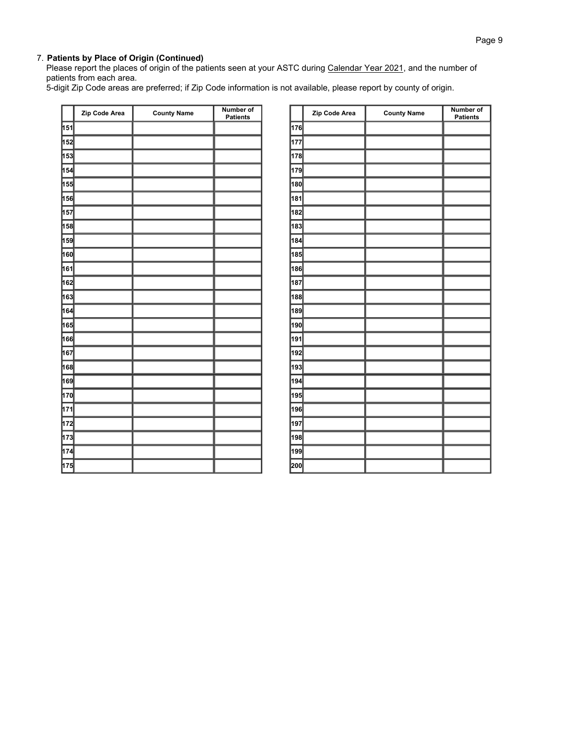7. **Patients by Place of Origin (Continued)**
   Please report the places of origin of the patients seen at your ASTC during Calendar Year 2021, and the number of patients from each area.
   5-digit Zip Code areas are preferred; if Zip Code information is not available, please report by county of origin.

| | Zip Code Area | County Name | Number of Patients |
|---|---|---|---|
| 151 | | | |
| 152 | | | |
| 153 | | | |
| 154 | | | |
| 155 | | | |
| 156 | | | |
| 157 | | | |
| 158 | | | |
| 159 | | | |
| 160 | | | |
| 161 | | | |
| 162 | | | |
| 163 | | | |
| 164 | | | |
| 165 | | | |
| 166 | | | |
| 167 | | | |
| 168 | | | |
| 169 | | | |
| 170 | | | |
| 171 | | | |
| 172 | | | |
| 173 | | | |
| 174 | | | |
| 175 | | | |

| | Zip Code Area | County Name | Number of Patients |
|---|---|---|---|
| 176 | | | |
| 177 | | | |
| 178 | | | |
| 179 | | | |
| 180 | | | |
| 181 | | | |
| 182 | | | |
| 183 | | | |
| 184 | | | |
| 185 | | | |
| 186 | | | |
| 187 | | | |
| 188 | | | |
| 189 | | | |
| 190 | | | |
| 191 | | | |
| 192 | | | |
| 193 | | | |
| 194 | | | |
| 195 | | | |
| 196 | | | |
| 197 | | | |
| 198 | | | |
| 199 | | | |
| 200 | | | |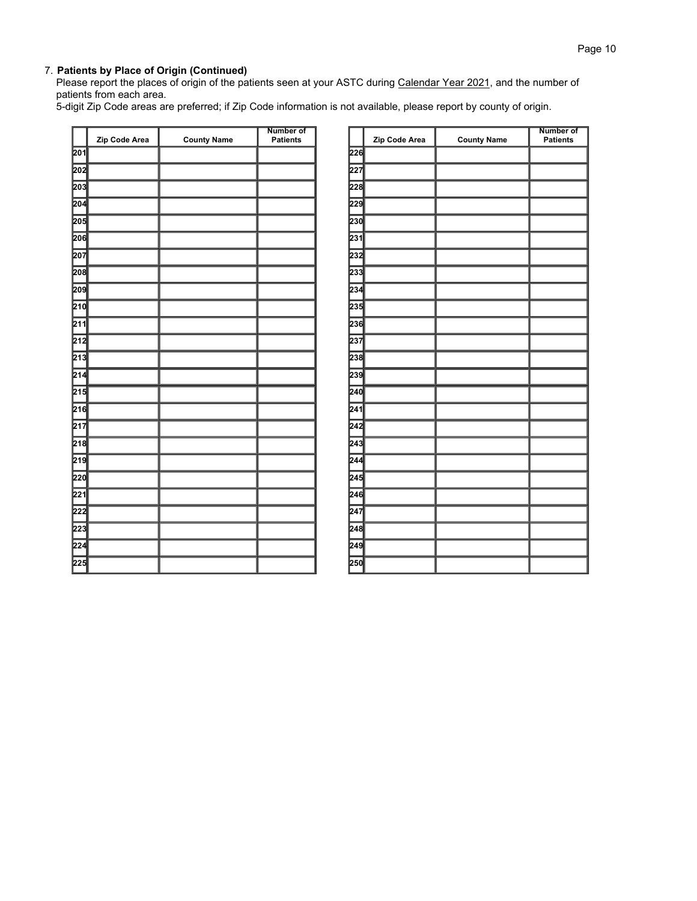7. **Patients by Place of Origin (Continued)**
Please report the places of origin of the patients seen at your ASTC during Calendar Year 2021, and the number of patients from each area.
5-digit Zip Code areas are preferred; if Zip Code information is not available, please report by county of origin.

| | Zip Code Area | County Name | Number of Patients |
|---|---|---|---|
| 201 | | | |
| 202 | | | |
| 203 | | | |
| 204 | | | |
| 205 | | | |
| 206 | | | |
| 207 | | | |
| 208 | | | |
| 209 | | | |
| 210 | | | |
| 211 | | | |
| 212 | | | |
| 213 | | | |
| 214 | | | |
| 215 | | | |
| 216 | | | |
| 217 | | | |
| 218 | | | |
| 219 | | | |
| 220 | | | |
| 221 | | | |
| 222 | | | |
| 223 | | | |
| 224 | | | |
| 225 | | | |

| | Zip Code Area | County Name | Number of Patients |
|---|---|---|---|
| 226 | | | |
| 227 | | | |
| 228 | | | |
| 229 | | | |
| 230 | | | |
| 231 | | | |
| 232 | | | |
| 233 | | | |
| 234 | | | |
| 235 | | | |
| 236 | | | |
| 237 | | | |
| 238 | | | |
| 239 | | | |
| 240 | | | |
| 241 | | | |
| 242 | | | |
| 243 | | | |
| 244 | | | |
| 245 | | | |
| 246 | | | |
| 247 | | | |
| 248 | | | |
| 249 | | | |
| 250 | | | |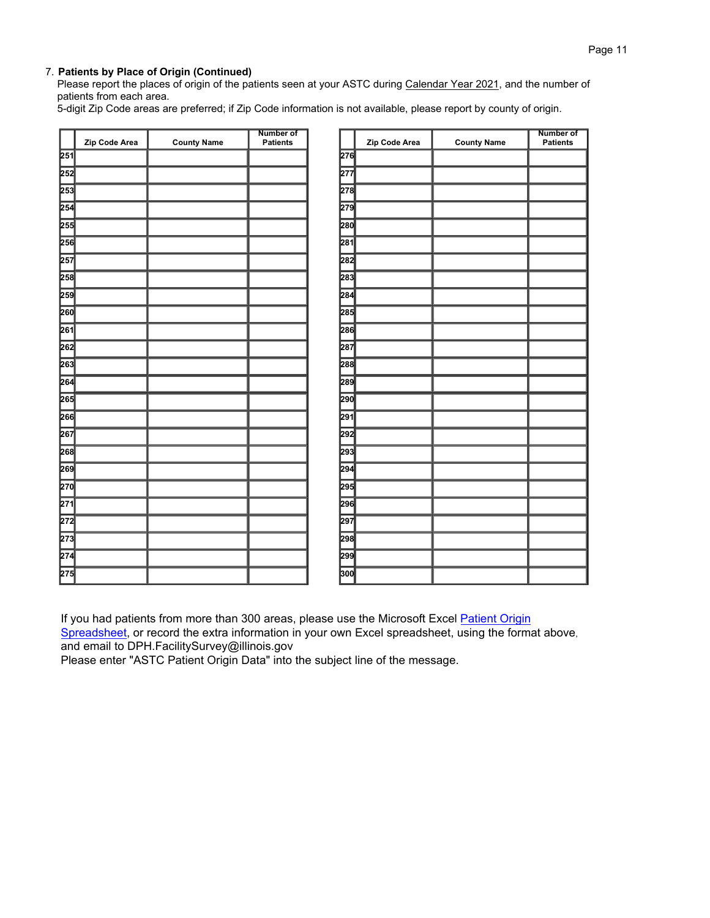7. **Patients by Place of Origin (Continued)**

Please report the places of origin of the patients seen at your ASTC during Calendar Year 2021, and the number of patients from each area.

5-digit Zip Code areas are preferred; if Zip Code information is not available, please report by county of origin.

| | Zip Code Area | County Name | Number of Patients |
|---|---|---|---|
| 251 | | | |
| 252 | | | |
| 253 | | | |
| 254 | | | |
| 255 | | | |
| 256 | | | |
| 257 | | | |
| 258 | | | |
| 259 | | | |
| 260 | | | |
| 261 | | | |
| 262 | | | |
| 263 | | | |
| 264 | | | |
| 265 | | | |
| 266 | | | |
| 267 | | | |
| 268 | | | |
| 269 | | | |
| 270 | | | |
| 271 | | | |
| 272 | | | |
| 273 | | | |
| 274 | | | |
| 275 | | | |

| | Zip Code Area | County Name | Number of Patients |
|---|---|---|---|
| 276 | | | |
| 277 | | | |
| 278 | | | |
| 279 | | | |
| 280 | | | |
| 281 | | | |
| 282 | | | |
| 283 | | | |
| 284 | | | |
| 285 | | | |
| 286 | | | |
| 287 | | | |
| 288 | | | |
| 289 | | | |
| 290 | | | |
| 291 | | | |
| 292 | | | |
| 293 | | | |
| 294 | | | |
| 295 | | | |
| 296 | | | |
| 297 | | | |
| 298 | | | |
| 299 | | | |
| 300 | | | |

If you had patients from more than 300 areas, please use the Microsoft Excel Patient Origin Spreadsheet, or record the extra information in your own Excel spreadsheet, using the format above, and email to DPH.FacilitySurvey@illinois.gov

Please enter "ASTC Patient Origin Data" into the subject line of the message.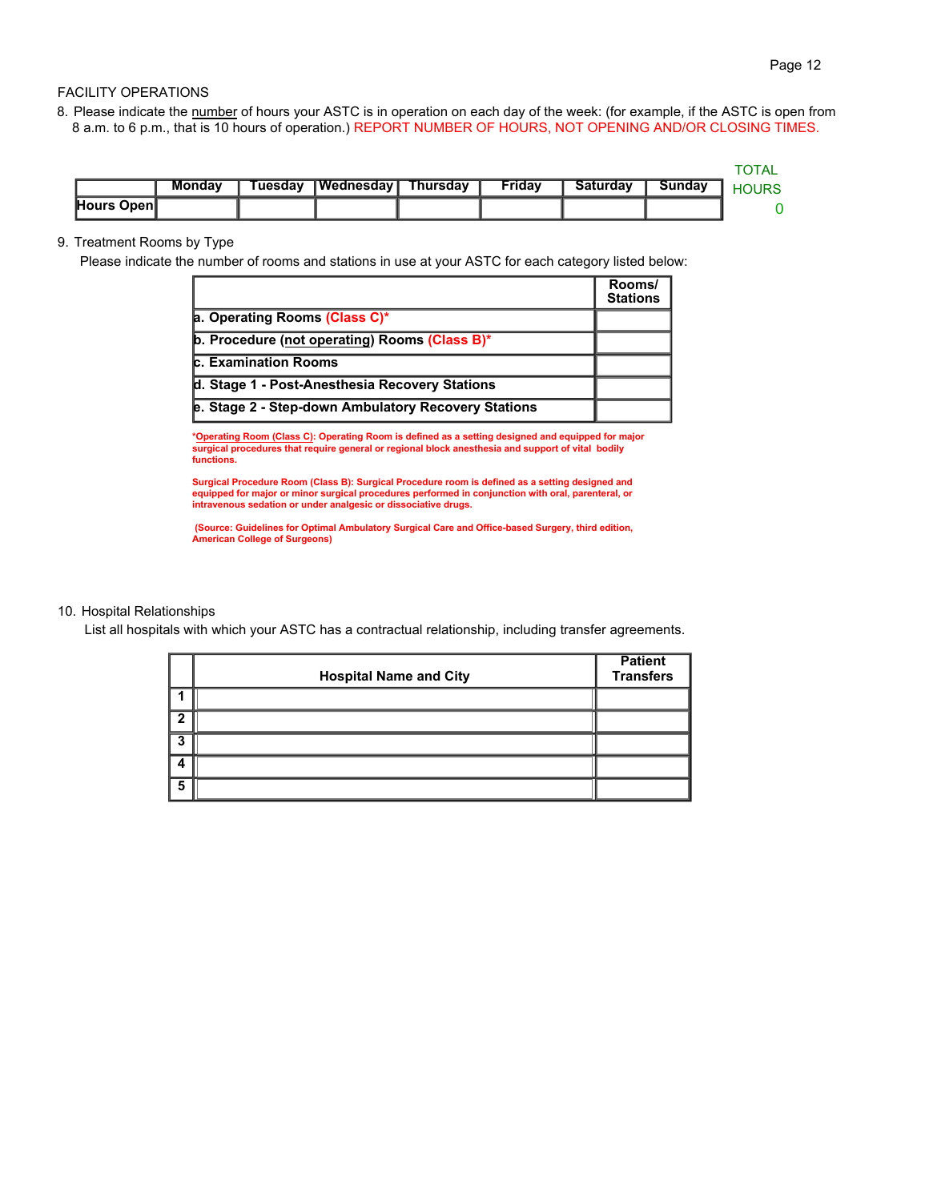FACILITY OPERATIONS

8. Please indicate the number of hours your ASTC is in operation on each day of the week: (for example, if the ASTC is open from 8 a.m. to 6 p.m., that is 10 hours of operation.) REPORT NUMBER OF HOURS, NOT OPENING AND/OR CLOSING TIMES.

| | Monday | Tuesday | Wednesday | Thursday | Friday | Saturday | Sunday | TOTAL HOURS |
|---|---|---|---|---|---|---|---|---|
| Hours Open | | | | | | | | 0 |

9. Treatment Rooms by Type

   Please indicate the number of rooms and stations in use at your ASTC for each category listed below:

| | Rooms/ Stations |
|---|---|
| a. Operating Rooms (Class C)* | |
| b. Procedure (not operating) Rooms (Class B)* | |
| c. Examination Rooms | |
| d. Stage 1 - Post-Anesthesia Recovery Stations | |
| e. Stage 2 - Step-down Ambulatory Recovery Stations | |

**\*Operating Room (Class C): Operating Room is defined as a setting designed and equipped for major surgical procedures that require general or regional block anesthesia and support of vital bodily functions.**

**Surgical Procedure Room (Class B): Surgical Procedure room is defined as a setting designed and equipped for major or minor surgical procedures performed in conjunction with oral, parenteral, or intravenous sedation or under analgesic or dissociative drugs.**

**(Source: Guidelines for Optimal Ambulatory Surgical Care and Office-based Surgery, third edition, American College of Surgeons)**

10. Hospital Relationships

    List all hospitals with which your ASTC has a contractual relationship, including transfer agreements.

| | Hospital Name and City | Patient Transfers |
|---|---|---|
| 1 | | |
| 2 | | |
| 3 | | |
| 4 | | |
| 5 | | |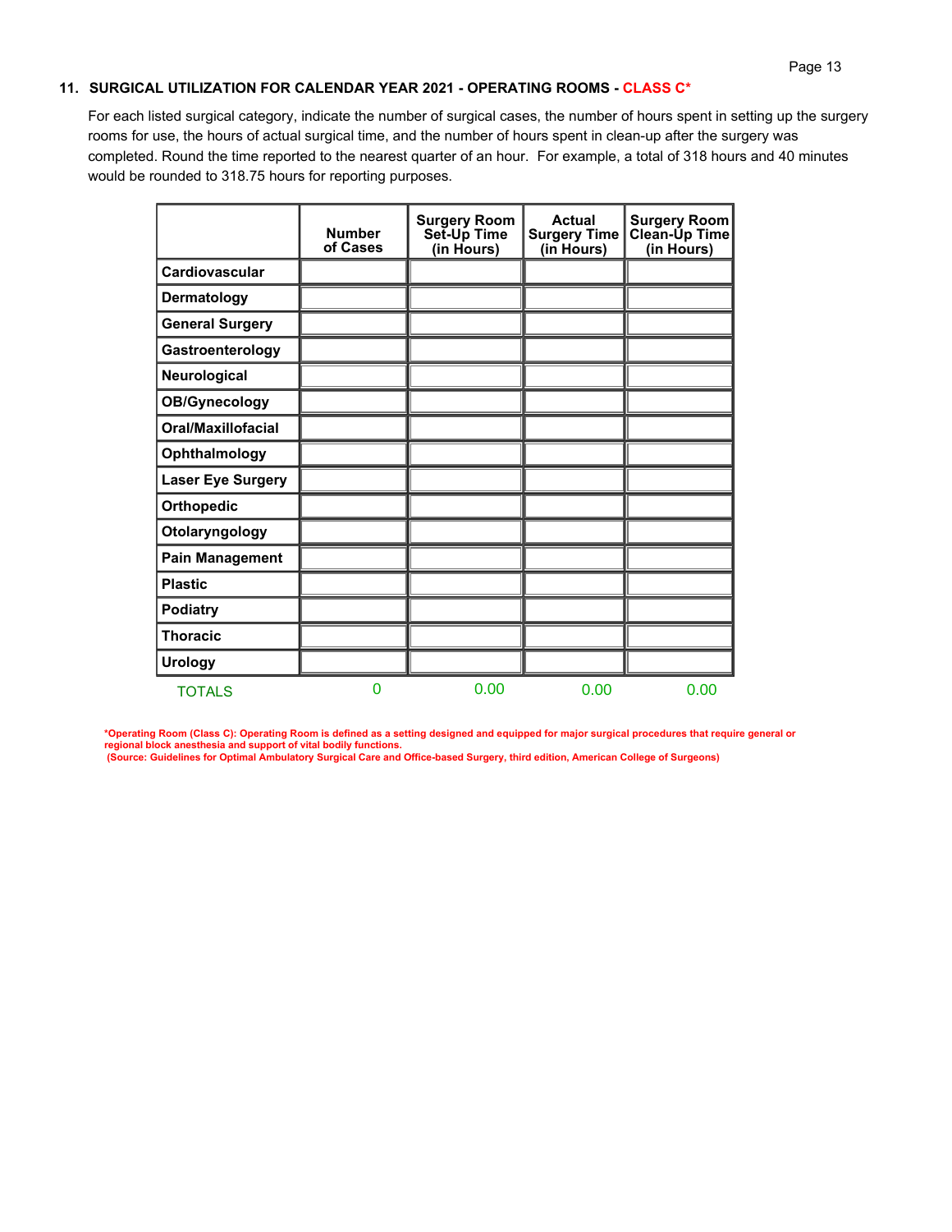## 11. SURGICAL UTILIZATION FOR CALENDAR YEAR 2021 - OPERATING ROOMS - CLASS C*

For each listed surgical category, indicate the number of surgical cases, the number of hours spent in setting up the surgery rooms for use, the hours of actual surgical time, and the number of hours spent in clean-up after the surgery was completed. Round the time reported to the nearest quarter of an hour. For example, a total of 318 hours and 40 minutes would be rounded to 318.75 hours for reporting purposes.

| | Number of Cases | Surgery Room Set-Up Time (in Hours) | Actual Surgery Time (in Hours) | Surgery Room Clean-Up Time (in Hours) |
|---|---|---|---|---|
| **Cardiovascular** | | | | |
| **Dermatology** | | | | |
| **General Surgery** | | | | |
| **Gastroenterology** | | | | |
| **Neurological** | | | | |
| **OB/Gynecology** | | | | |
| **Oral/Maxillofacial** | | | | |
| **Ophthalmology** | | | | |
| **Laser Eye Surgery** | | | | |
| **Orthopedic** | | | | |
| **Otolaryngology** | | | | |
| **Pain Management** | | | | |
| **Plastic** | | | | |
| **Podiatry** | | | | |
| **Thoracic** | | | | |
| **Urology** | | | | |
| TOTALS | 0 | 0.00 | 0.00 | 0.00 |

***Operating Room (Class C): Operating Room is defined as a setting designed and equipped for major surgical procedures that require general or regional block anesthesia and support of vital bodily functions.**
**(Source: Guidelines for Optimal Ambulatory Surgical Care and Office-based Surgery, third edition, American College of Surgeons)**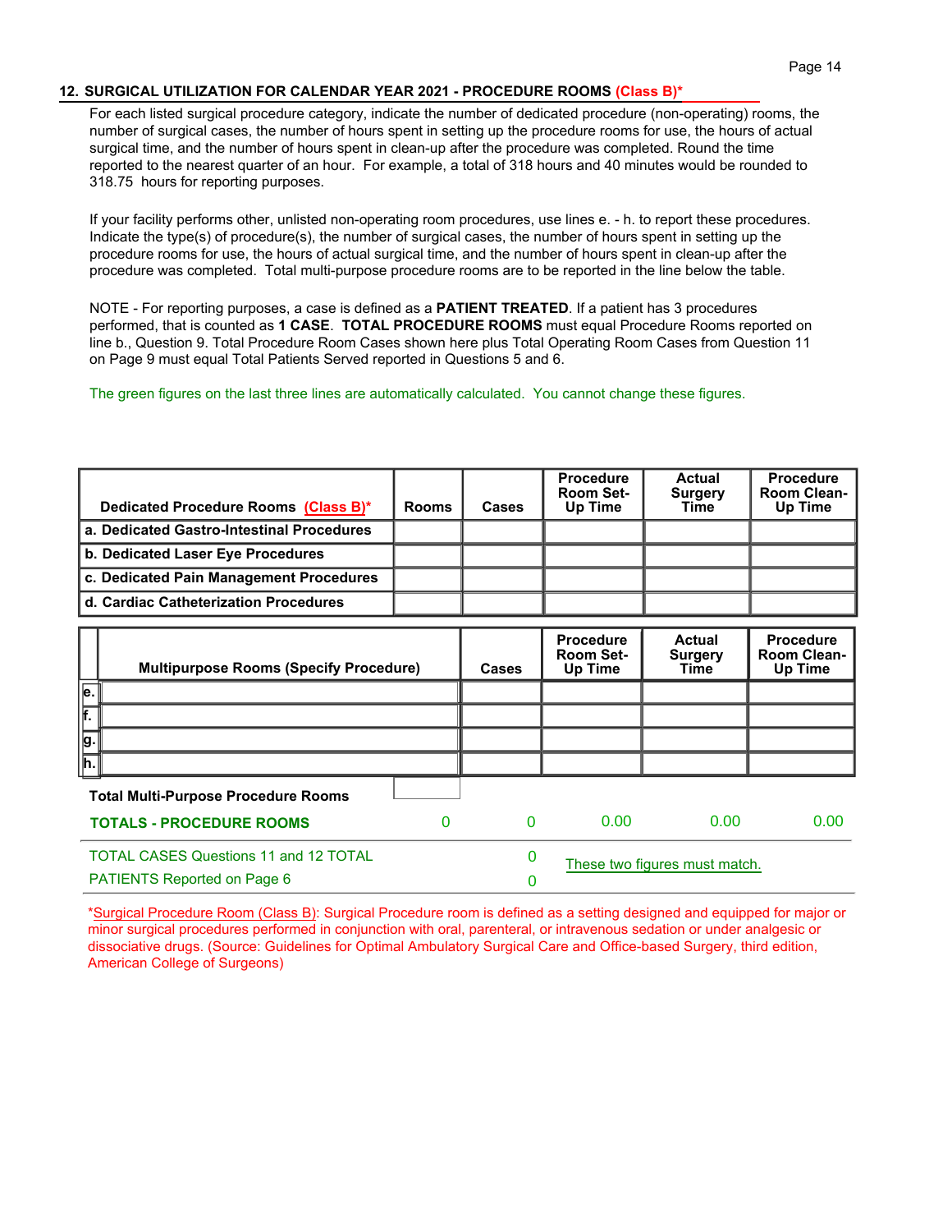## 12. SURGICAL UTILIZATION FOR CALENDAR YEAR 2021 - PROCEDURE ROOMS (Class B)*

For each listed surgical procedure category, indicate the number of dedicated procedure (non-operating) rooms, the number of surgical cases, the number of hours spent in setting up the procedure rooms for use, the hours of actual surgical time, and the number of hours spent in clean-up after the procedure was completed. Round the time reported to the nearest quarter of an hour. For example, a total of 318 hours and 40 minutes would be rounded to 318.75 hours for reporting purposes.

If your facility performs other, unlisted non-operating room procedures, use lines e. - h. to report these procedures. Indicate the type(s) of procedure(s), the number of surgical cases, the number of hours spent in setting up the procedure rooms for use, the hours of actual surgical time, and the number of hours spent in clean-up after the procedure was completed. Total multi-purpose procedure rooms are to be reported in the line below the table.

NOTE - For reporting purposes, a case is defined as a **PATIENT TREATED**. If a patient has 3 procedures performed, that is counted as **1 CASE**. **TOTAL PROCEDURE ROOMS** must equal Procedure Rooms reported on line b., Question 9. Total Procedure Room Cases shown here plus Total Operating Room Cases from Question 11 on Page 9 must equal Total Patients Served reported in Questions 5 and 6.

The green figures on the last three lines are automatically calculated. You cannot change these figures.

| Dedicated Procedure Rooms (Class B)* | Rooms | Cases | Procedure Room Set-Up Time | Actual Surgery Time | Procedure Room Clean-Up Time |
|---|---|---|---|---|---|
| a. Dedicated Gastro-Intestinal Procedures | | | | | |
| b. Dedicated Laser Eye Procedures | | | | | |
| c. Dedicated Pain Management Procedures | | | | | |
| d. Cardiac Catheterization Procedures | | | | | |

| | Multipurpose Rooms (Specify Procedure) | Cases | Procedure Room Set-Up Time | Actual Surgery Time | Procedure Room Clean-Up Time |
|---|---|---|---|---|---|
| e. | | | | | |
| f. | | | | | |
| g. | | | | | |
| h. | | | | | |

| | Rooms | Cases | Procedure Room Set-Up Time | Actual Surgery Time | Procedure Room Clean-Up Time |
|---|---|---|---|---|---|
| Total Multi-Purpose Procedure Rooms | | | | | |
| TOTALS - PROCEDURE ROOMS | 0 | 0 | 0.00 | 0.00 | 0.00 |

| | | |
|---|---|---|
| TOTAL CASES Questions 11 and 12 TOTAL | 0 | These two figures must match. |
| PATIENTS Reported on Page 6 | 0 | |

*Surgical Procedure Room (Class B): Surgical Procedure room is defined as a setting designed and equipped for major or minor surgical procedures performed in conjunction with oral, parenteral, or intravenous sedation or under analgesic or dissociative drugs. (Source: Guidelines for Optimal Ambulatory Surgical Care and Office-based Surgery, third edition, American College of Surgeons)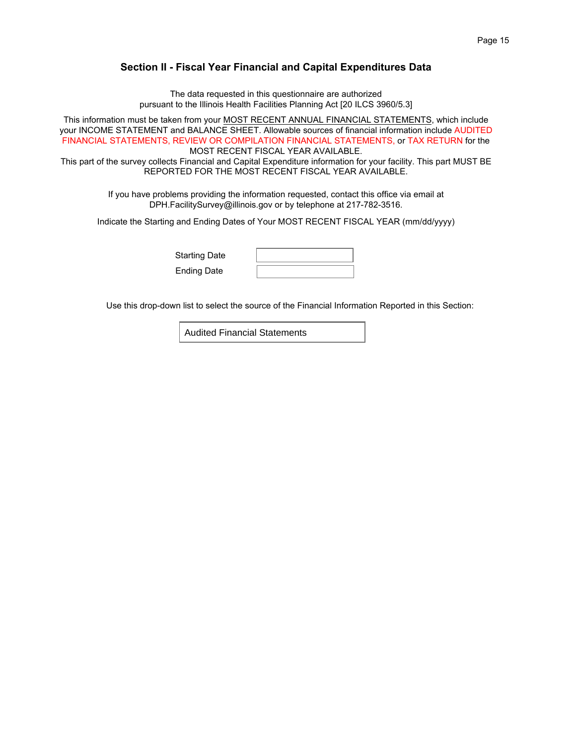## Section II - Fiscal Year Financial and Capital Expenditures Data

The data requested in this questionnaire are authorized pursuant to the Illinois Health Facilities Planning Act [20 ILCS 3960/5.3]

This information must be taken from your MOST RECENT ANNUAL FINANCIAL STATEMENTS, which include your INCOME STATEMENT and BALANCE SHEET. Allowable sources of financial information include AUDITED FINANCIAL STATEMENTS, REVIEW OR COMPILATION FINANCIAL STATEMENTS, or TAX RETURN for the MOST RECENT FISCAL YEAR AVAILABLE.

This part of the survey collects Financial and Capital Expenditure information for your facility. This part MUST BE REPORTED FOR THE MOST RECENT FISCAL YEAR AVAILABLE.

If you have problems providing the information requested, contact this office via email at DPH.FacilitySurvey@illinois.gov or by telephone at 217-782-3516.

Indicate the Starting and Ending Dates of Your MOST RECENT FISCAL YEAR (mm/dd/yyyy)

| | |
|---|---|
| Starting Date | |
| Ending Date | |

Use this drop-down list to select the source of the Financial Information Reported in this Section:

Audited Financial Statements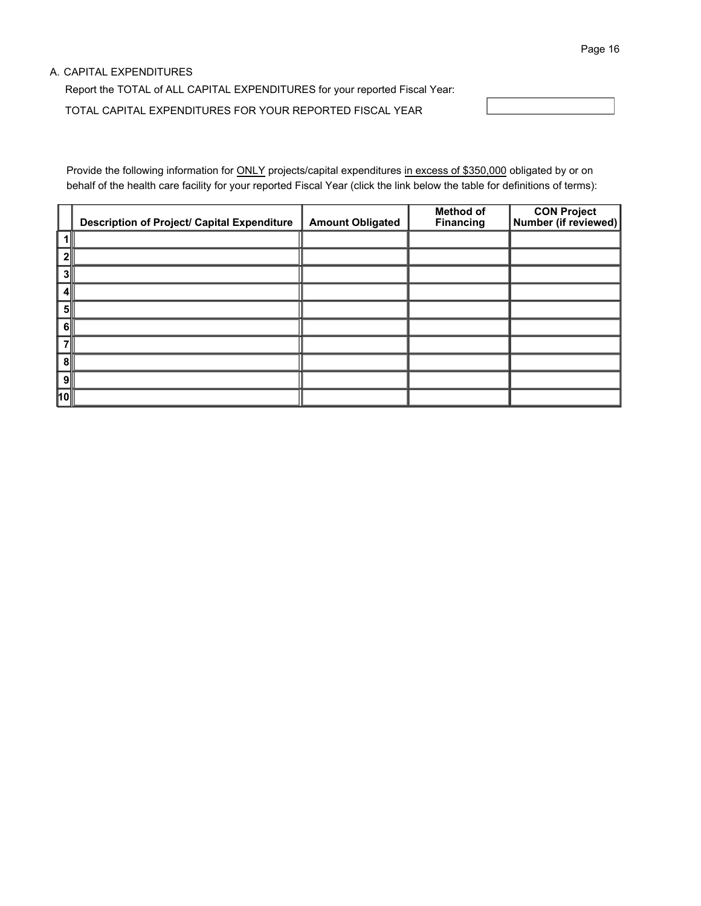## A. CAPITAL EXPENDITURES

Report the TOTAL of ALL CAPITAL EXPENDITURES for your reported Fiscal Year:

TOTAL CAPITAL EXPENDITURES FOR YOUR REPORTED FISCAL YEAR

Provide the following information for ONLY projects/capital expenditures in excess of $350,000 obligated by or on behalf of the health care facility for your reported Fiscal Year (click the link below the table for definitions of terms):

| | Description of Project/ Capital Expenditure | Amount Obligated | Method of Financing | CON Project Number (if reviewed) |
|---|---|---|---|---|
| 1 | | | | |
| 2 | | | | |
| 3 | | | | |
| 4 | | | | |
| 5 | | | | |
| 6 | | | | |
| 7 | | | | |
| 8 | | | | |
| 9 | | | | |
| 10 | | | | |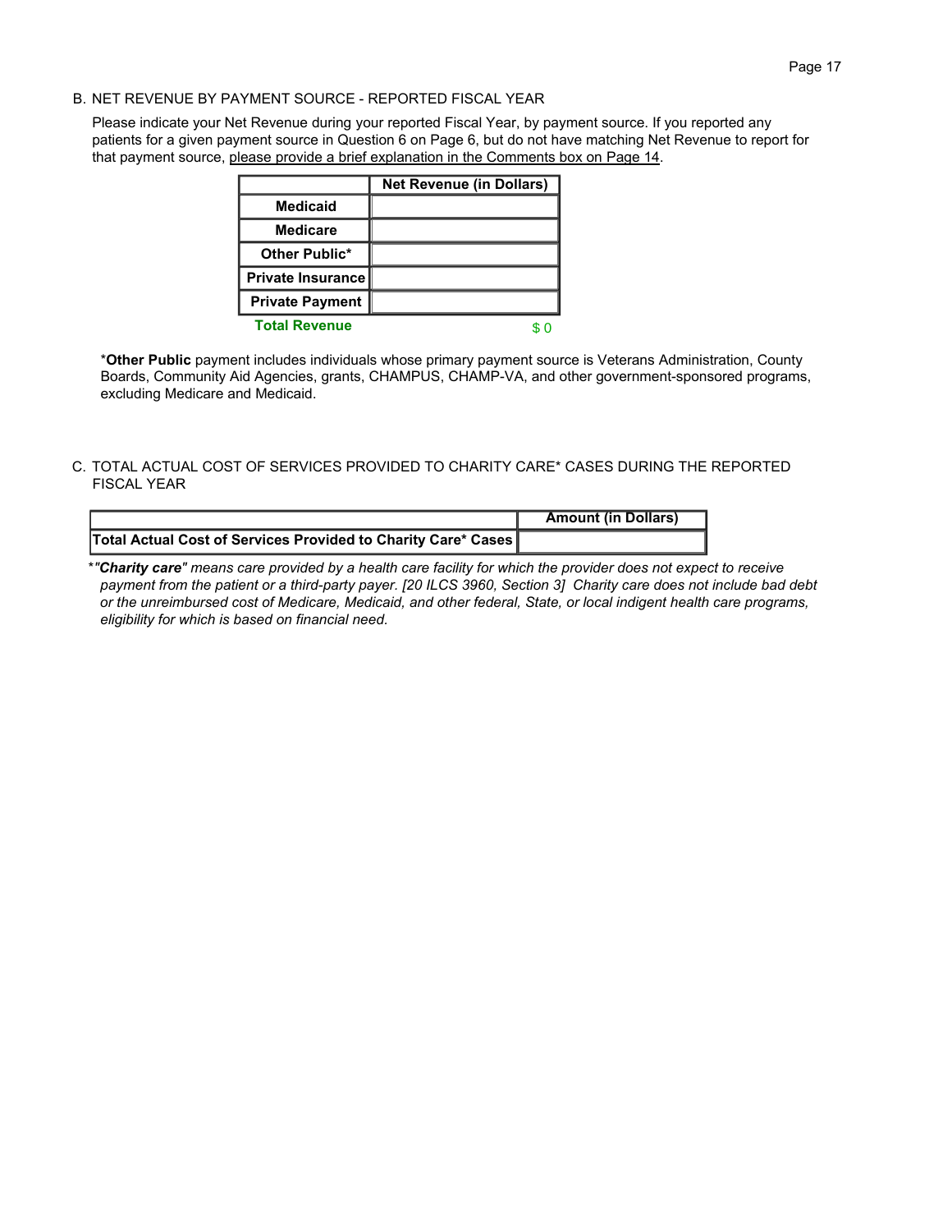## B. NET REVENUE BY PAYMENT SOURCE - REPORTED FISCAL YEAR

Please indicate your Net Revenue during your reported Fiscal Year, by payment source. If you reported any patients for a given payment source in Question 6 on Page 6, but do not have matching Net Revenue to report for that payment source, please provide a brief explanation in the Comments box on Page 14.

| | Net Revenue (in Dollars) |
|---|---|
| Medicaid | |
| Medicare | |
| Other Public* | |
| Private Insurance | |
| Private Payment | |
| **Total Revenue** | $ 0 |

***Other Public** payment includes individuals whose primary payment source is Veterans Administration, County Boards, Community Aid Agencies, grants, CHAMPUS, CHAMP-VA, and other government-sponsored programs, excluding Medicare and Medicaid.

## C. TOTAL ACTUAL COST OF SERVICES PROVIDED TO CHARITY CARE* CASES DURING THE REPORTED FISCAL YEAR

| | Amount (in Dollars) |
|---|---|
| Total Actual Cost of Services Provided to Charity Care* Cases | |

**"*Charity care*"** *means care provided by a health care facility for which the provider does not expect to receive payment from the patient or a third-party payer. [20 ILCS 3960, Section 3] Charity care does not include bad debt or the unreimbursed cost of Medicare, Medicaid, and other federal, State, or local indigent health care programs, eligibility for which is based on financial need.*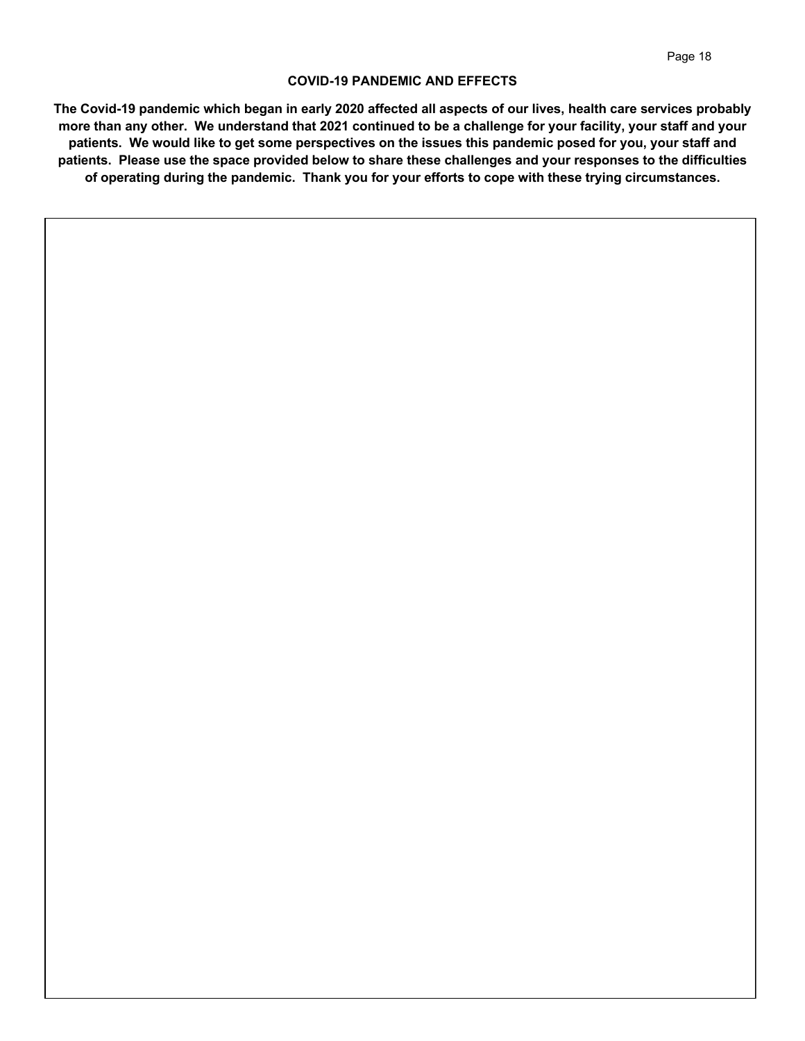## COVID-19 PANDEMIC AND EFFECTS

**The Covid-19 pandemic which began in early 2020 affected all aspects of our lives, health care services probably more than any other. We understand that 2021 continued to be a challenge for your facility, your staff and your patients. We would like to get some perspectives on the issues this pandemic posed for you, your staff and patients. Please use the space provided below to share these challenges and your responses to the difficulties of operating during the pandemic. Thank you for your efforts to cope with these trying circumstances.**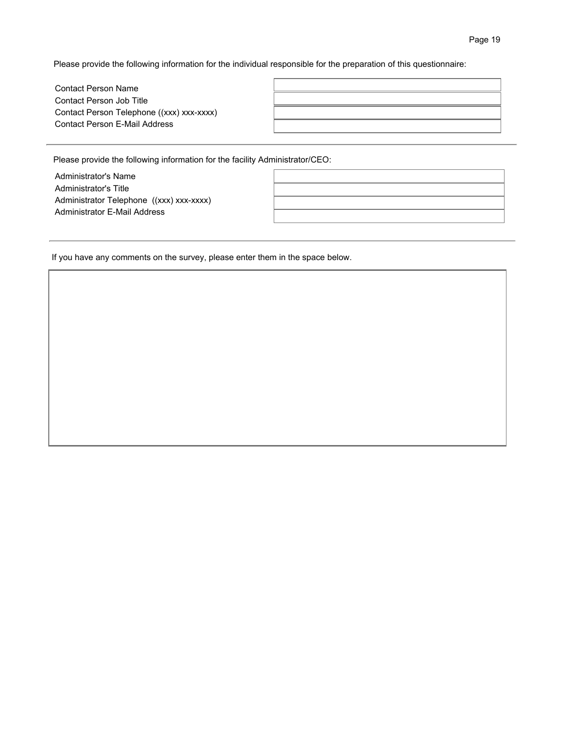Please provide the following information for the individual responsible for the preparation of this questionnaire:

| | |
|---|---|
| Contact Person Name | |
| Contact Person Job Title | |
| Contact Person Telephone ((xxx) xxx-xxxx) | |
| Contact Person E-Mail Address | |

---

Please provide the following information for the facility Administrator/CEO:

| | |
|---|---|
| Administrator's Name | |
| Administrator's Title | |
| Administrator Telephone ((xxx) xxx-xxxx) | |
| Administrator E-Mail Address | |

---

If you have any comments on the survey, please enter them in the space below.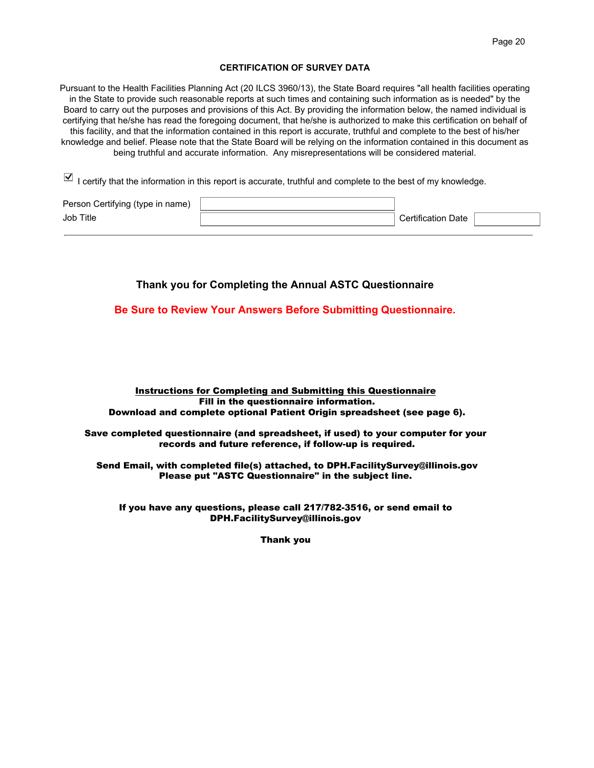## CERTIFICATION OF SURVEY DATA

Pursuant to the Health Facilities Planning Act (20 ILCS 3960/13), the State Board requires "all health facilities operating in the State to provide such reasonable reports at such times and containing such information as is needed" by the Board to carry out the purposes and provisions of this Act. By providing the information below, the named individual is certifying that he/she has read the foregoing document, that he/she is authorized to make this certification on behalf of this facility, and that the information contained in this report is accurate, truthful and complete to the best of his/her knowledge and belief. Please note that the State Board will be relying on the information contained in this document as being truthful and accurate information. Any misrepresentations will be considered material.

☑ I certify that the information in this report is accurate, truthful and complete to the best of my knowledge.

| Person Certifying (type in name) | | | |
|---|---|---|---|
| Job Title | | Certification Date | |

---

### Thank you for Completing the Annual ASTC Questionnaire

**Be Sure to Review Your Answers Before Submitting Questionnaire.**

**Instructions for Completing and Submitting this Questionnaire**
**Fill in the questionnaire information.**
**Download and complete optional Patient Origin spreadsheet (see page 6).**

**Save completed questionnaire (and spreadsheet, if used) to your computer for your records and future reference, if follow-up is required.**

**Send Email, with completed file(s) attached, to DPH.FacilitySurvey@illinois.gov**
**Please put "ASTC Questionnaire" in the subject line.**

**If you have any questions, please call 217/782-3516, or send email to DPH.FacilitySurvey@illinois.gov**

**Thank you**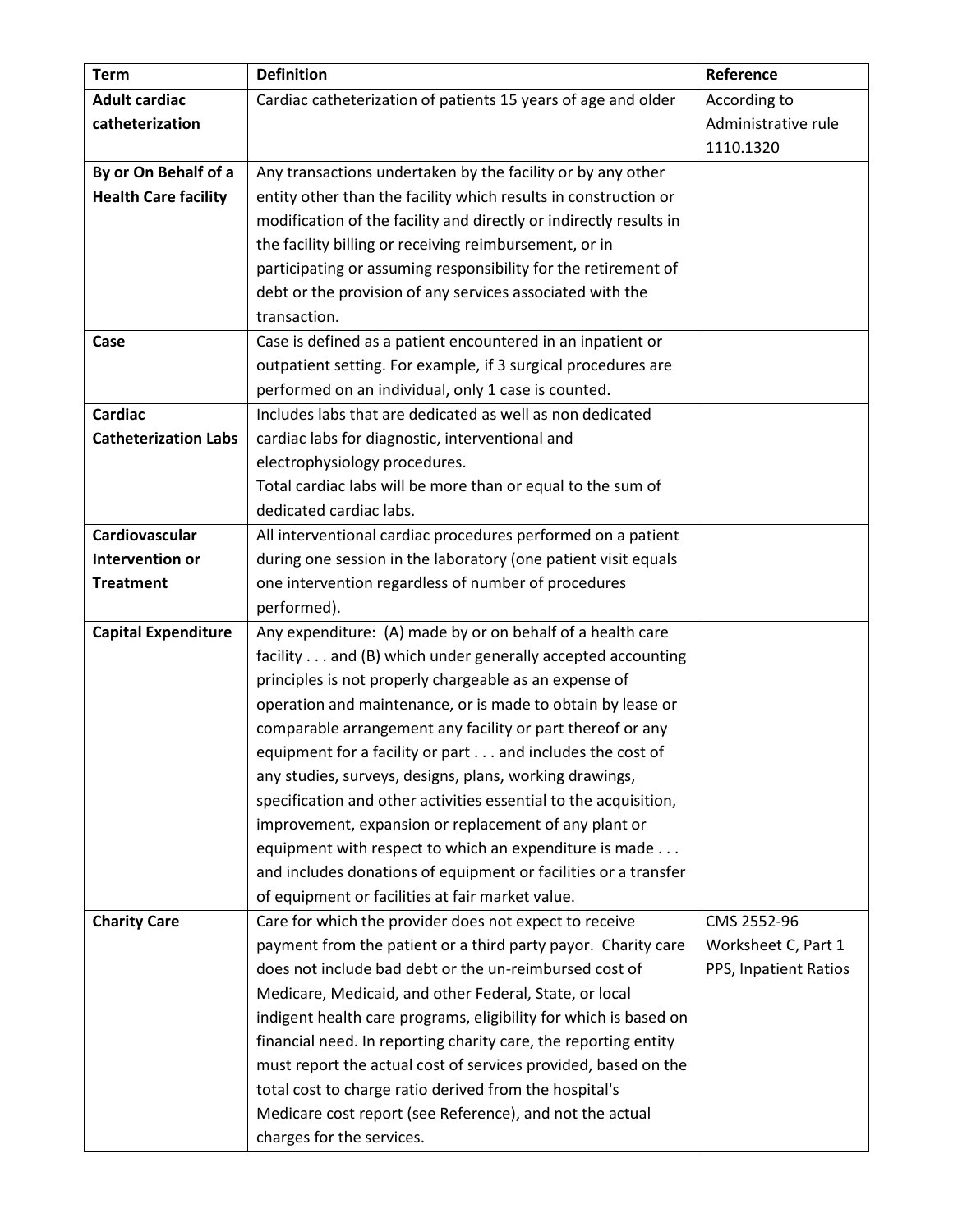| Term | Definition | Reference |
|---|---|---|
| **Adult cardiac catheterization** | Cardiac catheterization of patients 15 years of age and older | According to Administrative rule 1110.1320 |
| **By or On Behalf of a Health Care facility** | Any transactions undertaken by the facility or by any other entity other than the facility which results in construction or modification of the facility and directly or indirectly results in the facility billing or receiving reimbursement, or in participating or assuming responsibility for the retirement of debt or the provision of any services associated with the transaction. | |
| **Case** | Case is defined as a patient encountered in an inpatient or outpatient setting. For example, if 3 surgical procedures are performed on an individual, only 1 case is counted. | |
| **Cardiac Catheterization Labs** | Includes labs that are dedicated as well as non dedicated cardiac labs for diagnostic, interventional and electrophysiology procedures.<br>Total cardiac labs will be more than or equal to the sum of dedicated cardiac labs. | |
| **Cardiovascular Intervention or Treatment** | All interventional cardiac procedures performed on a patient during one session in the laboratory (one patient visit equals one intervention regardless of number of procedures performed). | |
| **Capital Expenditure** | Any expenditure: (A) made by or on behalf of a health care facility . . . and (B) which under generally accepted accounting principles is not properly chargeable as an expense of operation and maintenance, or is made to obtain by lease or comparable arrangement any facility or part thereof or any equipment for a facility or part . . . and includes the cost of any studies, surveys, designs, plans, working drawings, specification and other activities essential to the acquisition, improvement, expansion or replacement of any plant or equipment with respect to which an expenditure is made . . . and includes donations of equipment or facilities or a transfer of equipment or facilities at fair market value. | |
| **Charity Care** | Care for which the provider does not expect to receive payment from the patient or a third party payor. Charity care does not include bad debt or the un-reimbursed cost of Medicare, Medicaid, and other Federal, State, or local indigent health care programs, eligibility for which is based on financial need. In reporting charity care, the reporting entity must report the actual cost of services provided, based on the total cost to charge ratio derived from the hospital's Medicare cost report (see Reference), and not the actual charges for the services. | CMS 2552-96 Worksheet C, Part 1 PPS, Inpatient Ratios |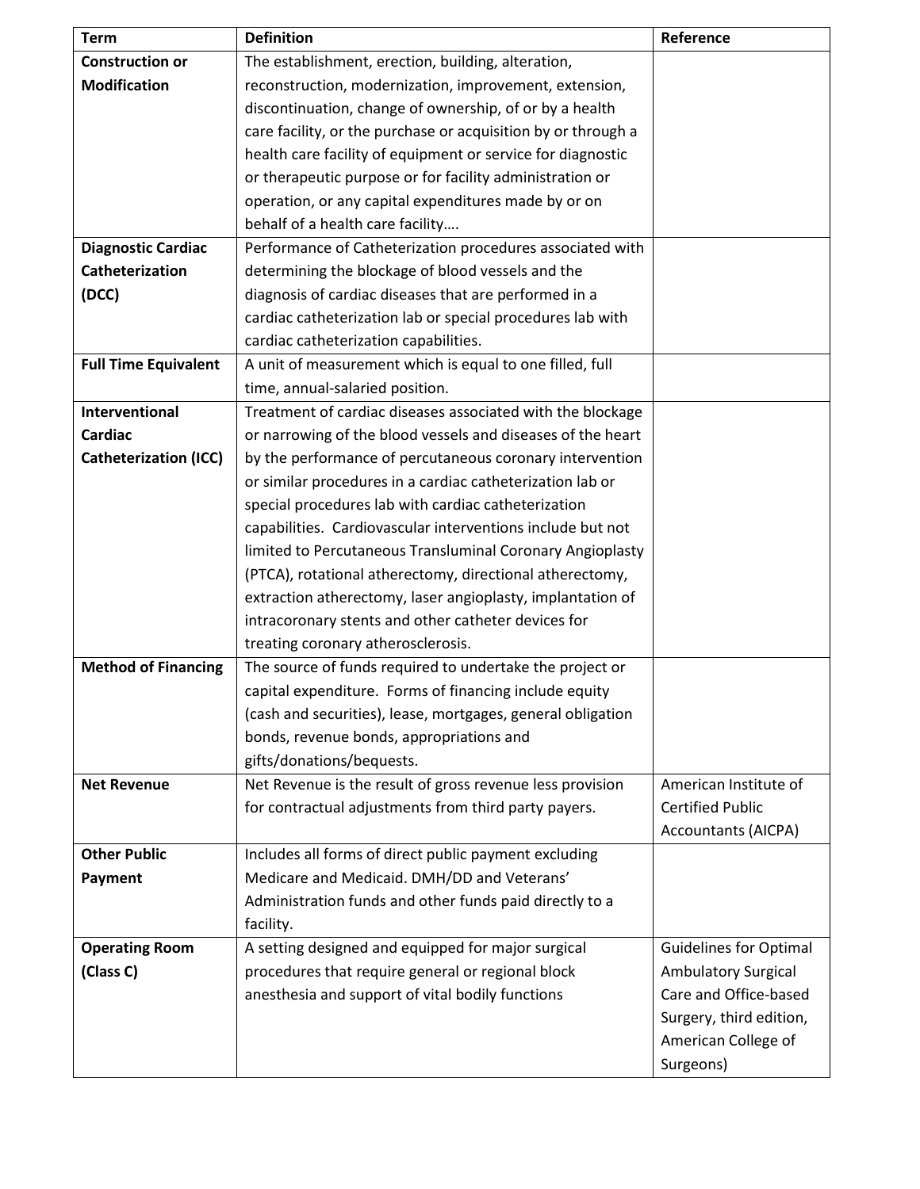| Term | Definition | Reference |
|---|---|---|
| **Construction or Modification** | The establishment, erection, building, alteration, reconstruction, modernization, improvement, extension, discontinuation, change of ownership, of or by a health care facility, or the purchase or acquisition by or through a health care facility of equipment or service for diagnostic or therapeutic purpose or for facility administration or operation, or any capital expenditures made by or on behalf of a health care facility…. | |
| **Diagnostic Cardiac Catheterization (DCC)** | Performance of Catheterization procedures associated with determining the blockage of blood vessels and the diagnosis of cardiac diseases that are performed in a cardiac catheterization lab or special procedures lab with cardiac catheterization capabilities. | |
| **Full Time Equivalent** | A unit of measurement which is equal to one filled, full time, annual-salaried position. | |
| **Interventional Cardiac Catheterization (ICC)** | Treatment of cardiac diseases associated with the blockage or narrowing of the blood vessels and diseases of the heart by the performance of percutaneous coronary intervention or similar procedures in a cardiac catheterization lab or special procedures lab with cardiac catheterization capabilities. Cardiovascular interventions include but not limited to Percutaneous Transluminal Coronary Angioplasty (PTCA), rotational atherectomy, directional atherectomy, extraction atherectomy, laser angioplasty, implantation of intracoronary stents and other catheter devices for treating coronary atherosclerosis. | |
| **Method of Financing** | The source of funds required to undertake the project or capital expenditure. Forms of financing include equity (cash and securities), lease, mortgages, general obligation bonds, revenue bonds, appropriations and gifts/donations/bequests. | |
| **Net Revenue** | Net Revenue is the result of gross revenue less provision for contractual adjustments from third party payers. | American Institute of Certified Public Accountants (AICPA) |
| **Other Public Payment** | Includes all forms of direct public payment excluding Medicare and Medicaid. DMH/DD and Veterans' Administration funds and other funds paid directly to a facility. | |
| **Operating Room (Class C)** | A setting designed and equipped for major surgical procedures that require general or regional block anesthesia and support of vital bodily functions | Guidelines for Optimal Ambulatory Surgical Care and Office-based Surgery, third edition, American College of Surgeons) |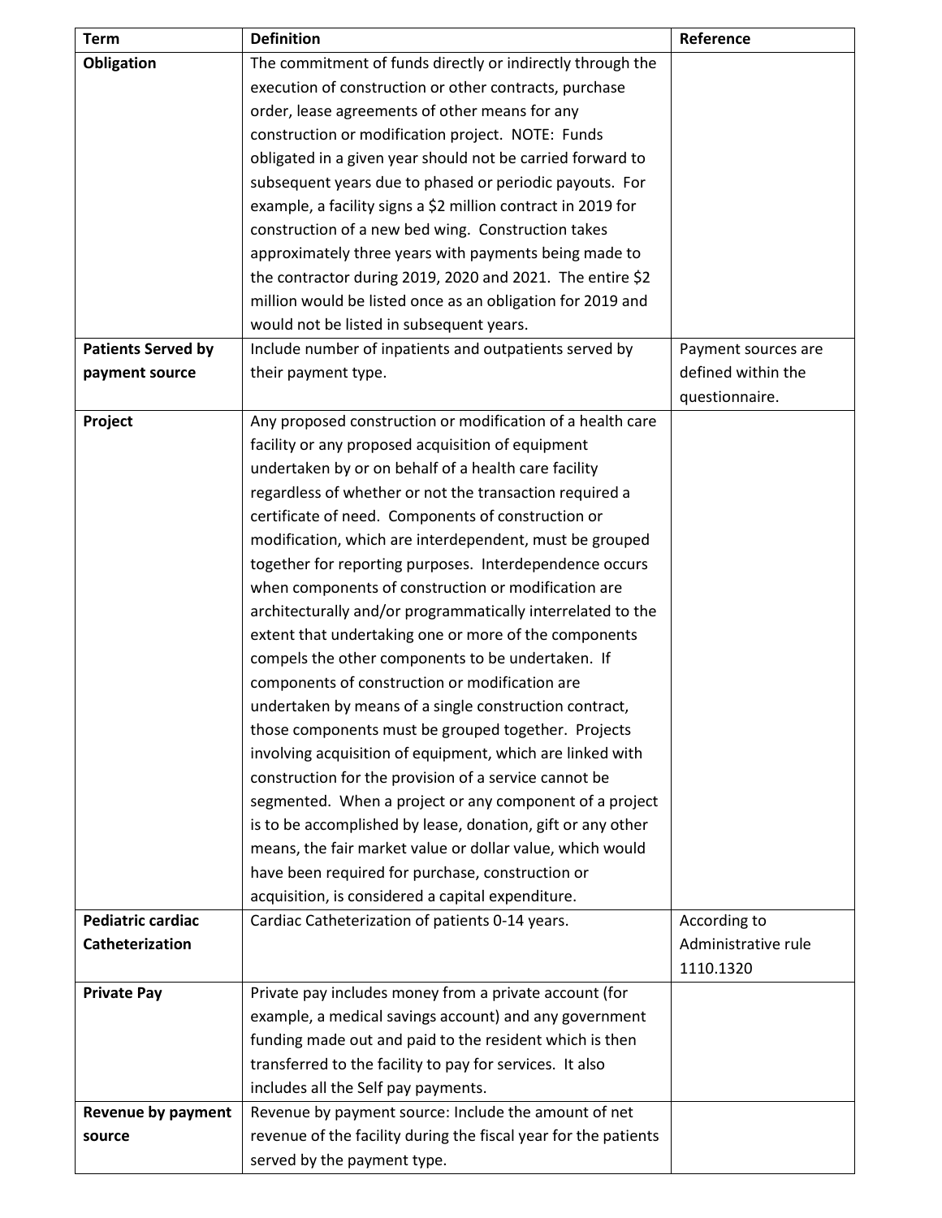| Term | Definition | Reference |
|---|---|---|
| **Obligation** | The commitment of funds directly or indirectly through the execution of construction or other contracts, purchase order, lease agreements of other means for any construction or modification project. NOTE: Funds obligated in a given year should not be carried forward to subsequent years due to phased or periodic payouts. For example, a facility signs a $2 million contract in 2019 for construction of a new bed wing. Construction takes approximately three years with payments being made to the contractor during 2019, 2020 and 2021. The entire $2 million would be listed once as an obligation for 2019 and would not be listed in subsequent years. | |
| **Patients Served by payment source** | Include number of inpatients and outpatients served by their payment type. | Payment sources are defined within the questionnaire. |
| **Project** | Any proposed construction or modification of a health care facility or any proposed acquisition of equipment undertaken by or on behalf of a health care facility regardless of whether or not the transaction required a certificate of need. Components of construction or modification, which are interdependent, must be grouped together for reporting purposes. Interdependence occurs when components of construction or modification are architecturally and/or programmatically interrelated to the extent that undertaking one or more of the components compels the other components to be undertaken. If components of construction or modification are undertaken by means of a single construction contract, those components must be grouped together. Projects involving acquisition of equipment, which are linked with construction for the provision of a service cannot be segmented. When a project or any component of a project is to be accomplished by lease, donation, gift or any other means, the fair market value or dollar value, which would have been required for purchase, construction or acquisition, is considered a capital expenditure. | |
| **Pediatric cardiac Catheterization** | Cardiac Catheterization of patients 0-14 years. | According to Administrative rule 1110.1320 |
| **Private Pay** | Private pay includes money from a private account (for example, a medical savings account) and any government funding made out and paid to the resident which is then transferred to the facility to pay for services. It also includes all the Self pay payments. | |
| **Revenue by payment source** | Revenue by payment source: Include the amount of net revenue of the facility during the fiscal year for the patients served by the payment type. | |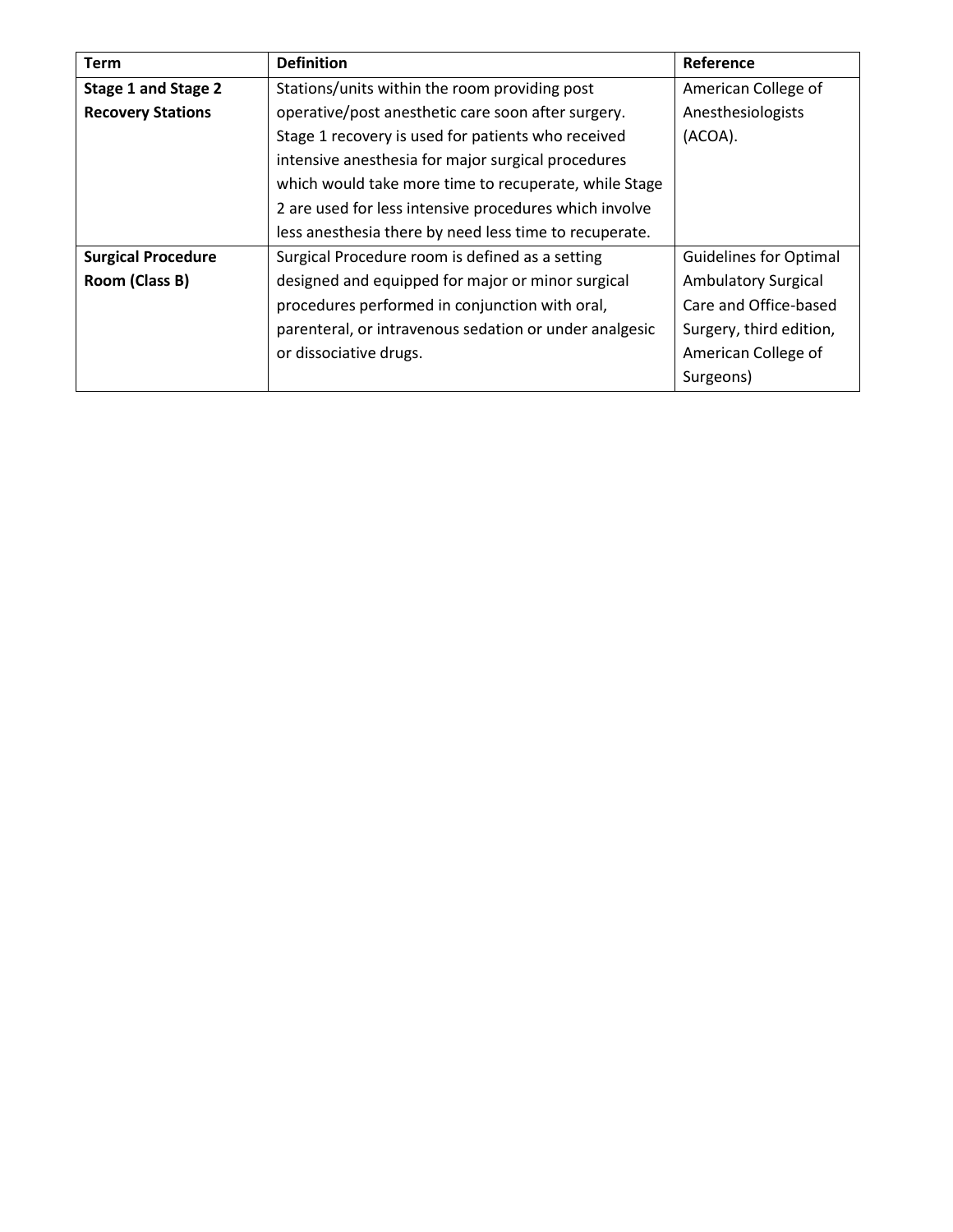| Term | Definition | Reference |
|---|---|---|
| **Stage 1 and Stage 2 Recovery Stations** | Stations/units within the room providing post operative/post anesthetic care soon after surgery. Stage 1 recovery is used for patients who received intensive anesthesia for major surgical procedures which would take more time to recuperate, while Stage 2 are used for less intensive procedures which involve less anesthesia there by need less time to recuperate. | American College of Anesthesiologists (ACOA). |
| **Surgical Procedure Room (Class B)** | Surgical Procedure room is defined as a setting designed and equipped for major or minor surgical procedures performed in conjunction with oral, parenteral, or intravenous sedation or under analgesic or dissociative drugs. | Guidelines for Optimal Ambulatory Surgical Care and Office-based Surgery, third edition, American College of Surgeons) |